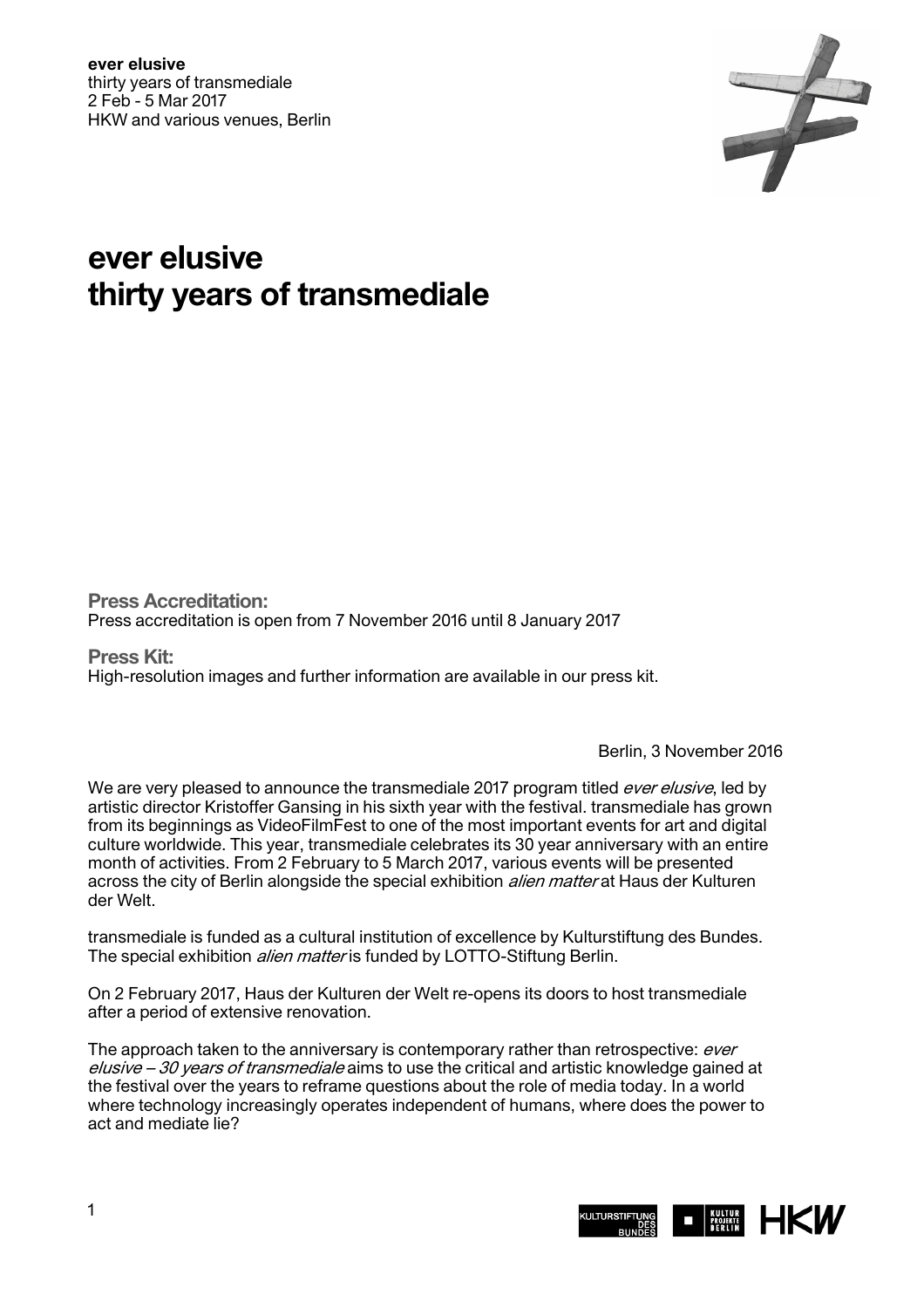**ever elusive**
thirty years of transmediale
2 Feb - 5 Mar 2017
HKW and various venues, Berlin

# ever elusive
# thirty years of transmediale

**Press Accreditation:**
Press accreditation is open from 7 November 2016 until 8 January 2017

**Press Kit:**
High-resolution images and further information are available in our press kit.

Berlin, 3 November 2016

We are very pleased to announce the transmediale 2017 program titled *ever elusive*, led by artistic director Kristoffer Gansing in his sixth year with the festival. transmediale has grown from its beginnings as VideoFilmFest to one of the most important events for art and digital culture worldwide. This year, transmediale celebrates its 30 year anniversary with an entire month of activities. From 2 February to 5 March 2017, various events will be presented across the city of Berlin alongside the special exhibition *alien matter* at Haus der Kulturen der Welt.

transmediale is funded as a cultural institution of excellence by Kulturstiftung des Bundes. The special exhibition *alien matter* is funded by LOTTO-Stiftung Berlin.

On 2 February 2017, Haus der Kulturen der Welt re-opens its doors to host transmediale after a period of extensive renovation.

The approach taken to the anniversary is contemporary rather than retrospective: *ever elusive – 30 years of transmediale* aims to use the critical and artistic knowledge gained at the festival over the years to reframe questions about the role of media today. In a world where technology increasingly operates independent of humans, where does the power to act and mediate lie?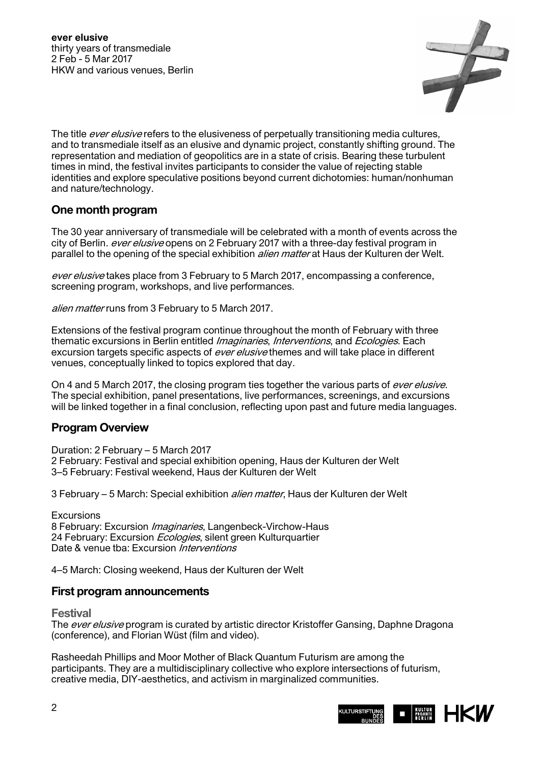**ever elusive**
thirty years of transmediale
2 Feb - 5 Mar 2017
HKW and various venues, Berlin

The title *ever elusive* refers to the elusiveness of perpetually transitioning media cultures, and to transmediale itself as an elusive and dynamic project, constantly shifting ground. The representation and mediation of geopolitics are in a state of crisis. Bearing these turbulent times in mind, the festival invites participants to consider the value of rejecting stable identities and explore speculative positions beyond current dichotomies: human/nonhuman and nature/technology.

## One month program

The 30 year anniversary of transmediale will be celebrated with a month of events across the city of Berlin. *ever elusive* opens on 2 February 2017 with a three-day festival program in parallel to the opening of the special exhibition *alien matter* at Haus der Kulturen der Welt.

*ever elusive* takes place from 3 February to 5 March 2017, encompassing a conference, screening program, workshops, and live performances.

*alien matter* runs from 3 February to 5 March 2017.

Extensions of the festival program continue throughout the month of February with three thematic excursions in Berlin entitled *Imaginaries*, *Interventions*, and *Ecologies*. Each excursion targets specific aspects of *ever elusive* themes and will take place in different venues, conceptually linked to topics explored that day.

On 4 and 5 March 2017, the closing program ties together the various parts of *ever elusive*. The special exhibition, panel presentations, live performances, screenings, and excursions will be linked together in a final conclusion, reflecting upon past and future media languages.

## Program Overview

Duration: 2 February – 5 March 2017
2 February: Festival and special exhibition opening, Haus der Kulturen der Welt
3–5 February: Festival weekend, Haus der Kulturen der Welt

3 February – 5 March: Special exhibition *alien matter*, Haus der Kulturen der Welt

Excursions
8 February: Excursion *Imaginaries*, Langenbeck-Virchow-Haus
24 February: Excursion *Ecologies*, silent green Kulturquartier
Date & venue tba: Excursion *Interventions*

4–5 March: Closing weekend, Haus der Kulturen der Welt

## First program announcements

### Festival

The *ever elusive* program is curated by artistic director Kristoffer Gansing, Daphne Dragona (conference), and Florian Wüst (film and video).

Rasheedah Phillips and Moor Mother of Black Quantum Futurism are among the participants. They are a multidisciplinary collective who explore intersections of futurism, creative media, DIY-aesthetics, and activism in marginalized communities.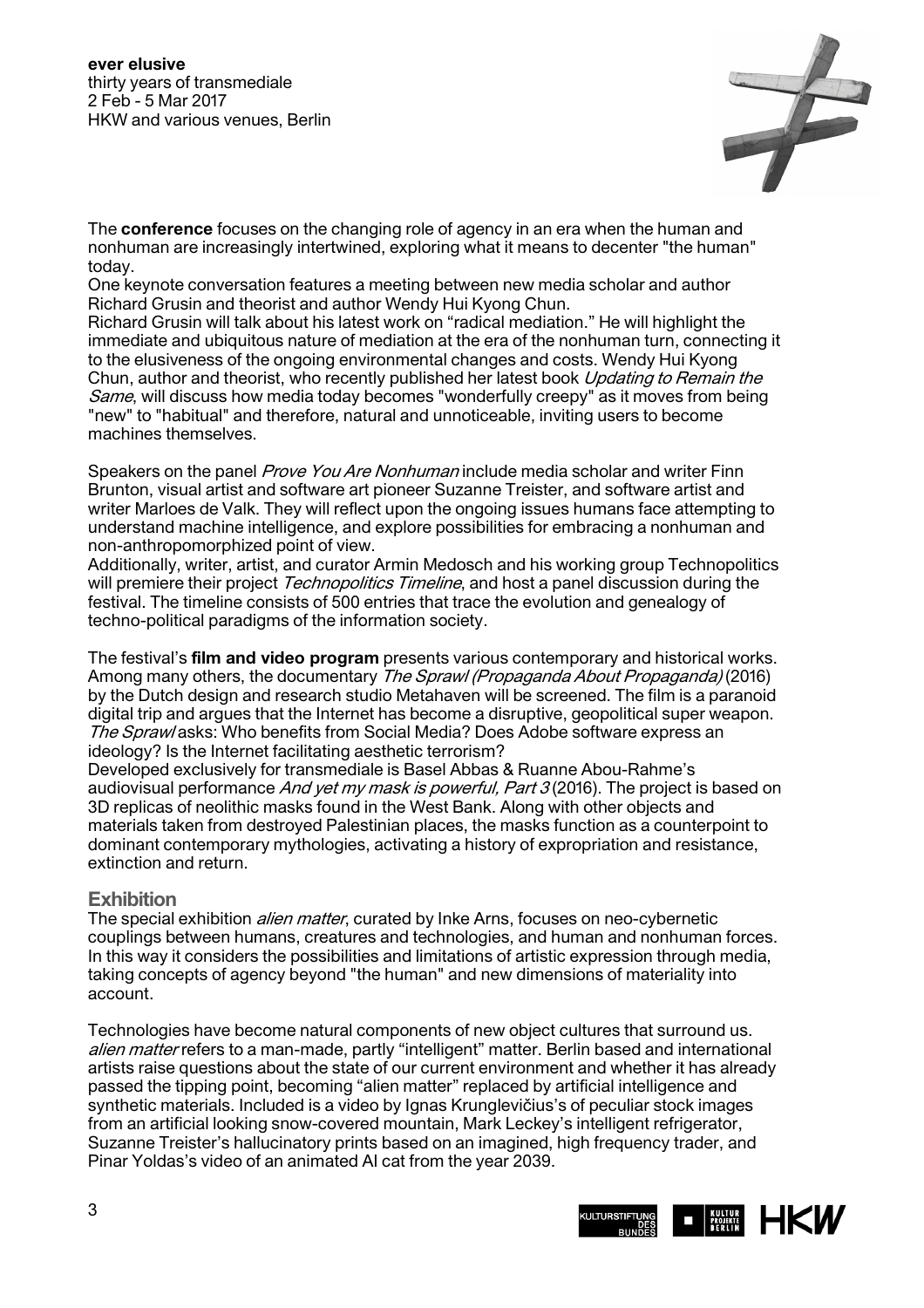The **conference** focuses on the changing role of agency in an era when the human and nonhuman are increasingly intertwined, exploring what it means to decenter "the human" today.

One keynote conversation features a meeting between new media scholar and author Richard Grusin and theorist and author Wendy Hui Kyong Chun.

Richard Grusin will talk about his latest work on "radical mediation." He will highlight the immediate and ubiquitous nature of mediation at the era of the nonhuman turn, connecting it to the elusiveness of the ongoing environmental changes and costs. Wendy Hui Kyong Chun, author and theorist, who recently published her latest book *Updating to Remain the Same*, will discuss how media today becomes "wonderfully creepy" as it moves from being "new" to "habitual" and therefore, natural and unnoticeable, inviting users to become machines themselves.

Speakers on the panel *Prove You Are Nonhuman* include media scholar and writer Finn Brunton, visual artist and software art pioneer Suzanne Treister, and software artist and writer Marloes de Valk. They will reflect upon the ongoing issues humans face attempting to understand machine intelligence, and explore possibilities for embracing a nonhuman and non-anthropomorphized point of view.

Additionally, writer, artist, and curator Armin Medosch and his working group Technopolitics will premiere their project *Technopolitics Timeline*, and host a panel discussion during the festival. The timeline consists of 500 entries that trace the evolution and genealogy of techno-political paradigms of the information society.

The festival's **film and video program** presents various contemporary and historical works. Among many others, the documentary *The Sprawl (Propaganda About Propaganda)* (2016) by the Dutch design and research studio Metahaven will be screened. The film is a paranoid digital trip and argues that the Internet has become a disruptive, geopolitical super weapon. *The Sprawl* asks: Who benefits from Social Media? Does Adobe software express an ideology? Is the Internet facilitating aesthetic terrorism?

Developed exclusively for transmediale is Basel Abbas & Ruanne Abou-Rahme's audiovisual performance *And yet my mask is powerful, Part 3* (2016). The project is based on 3D replicas of neolithic masks found in the West Bank. Along with other objects and materials taken from destroyed Palestinian places, the masks function as a counterpoint to dominant contemporary mythologies, activating a history of expropriation and resistance, extinction and return.

## Exhibition

The special exhibition *alien matter*, curated by Inke Arns, focuses on neo-cybernetic couplings between humans, creatures and technologies, and human and nonhuman forces. In this way it considers the possibilities and limitations of artistic expression through media, taking concepts of agency beyond "the human" and new dimensions of materiality into account.

Technologies have become natural components of new object cultures that surround us. *alien matter* refers to a man-made, partly "intelligent" matter. Berlin based and international artists raise questions about the state of our current environment and whether it has already passed the tipping point, becoming "alien matter" replaced by artificial intelligence and synthetic materials. Included is a video by Ignas Krunglevičius's of peculiar stock images from an artificial looking snow-covered mountain, Mark Leckey's intelligent refrigerator, Suzanne Treister's hallucinatory prints based on an imagined, high frequency trader, and Pinar Yoldas's video of an animated AI cat from the year 2039.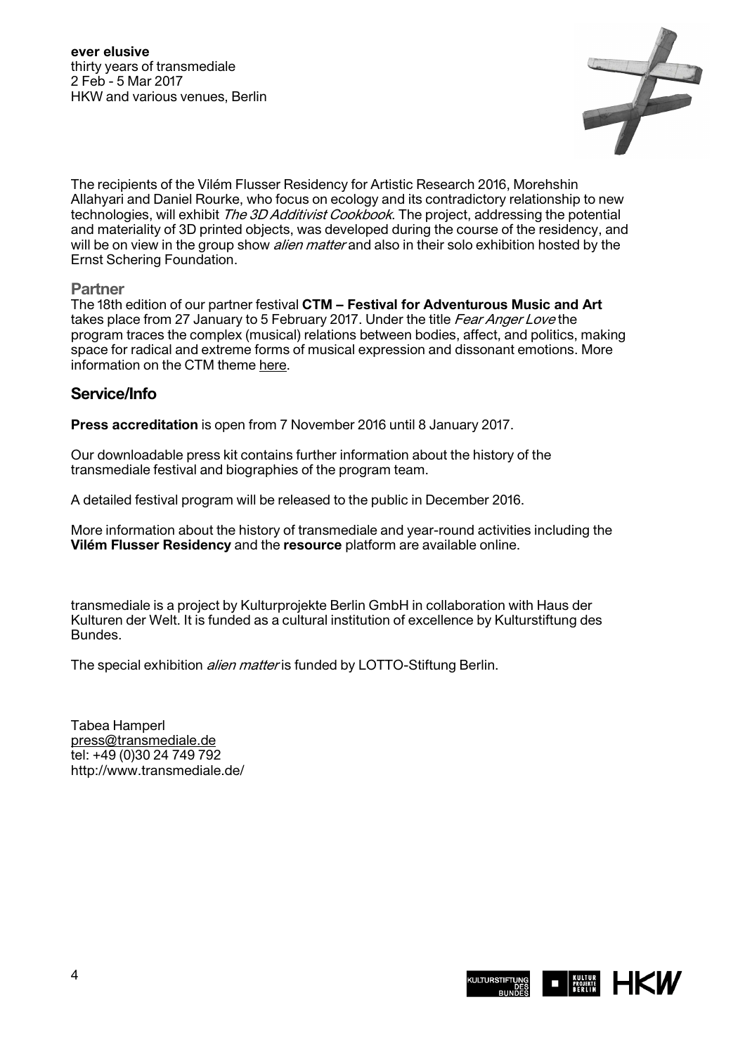The recipients of the Vilém Flusser Residency for Artistic Research 2016, Morehshin Allahyari and Daniel Rourke, who focus on ecology and its contradictory relationship to new technologies, will exhibit *The 3D Additivist Cookbook*. The project, addressing the potential and materiality of 3D printed objects, was developed during the course of the residency, and will be on view in the group show *alien matter* and also in their solo exhibition hosted by the Ernst Schering Foundation.

### Partner

The 18th edition of our partner festival **CTM – Festival for Adventurous Music and Art** takes place from 27 January to 5 February 2017. Under the title *Fear Anger Love* the program traces the complex (musical) relations between bodies, affect, and politics, making space for radical and extreme forms of musical expression and dissonant emotions. More information on the CTM theme here.

## Service/Info

**Press accreditation** is open from 7 November 2016 until 8 January 2017.

Our downloadable press kit contains further information about the history of the transmediale festival and biographies of the program team.

A detailed festival program will be released to the public in December 2016.

More information about the history of transmediale and year-round activities including the **Vilém Flusser Residency** and the **resource** platform are available online.

transmediale is a project by Kulturprojekte Berlin GmbH in collaboration with Haus der Kulturen der Welt. It is funded as a cultural institution of excellence by Kulturstiftung des Bundes.

The special exhibition *alien matter* is funded by LOTTO-Stiftung Berlin.

Tabea Hamperl
press@transmediale.de
tel: +49 (0)30 24 749 792
http://www.transmediale.de/